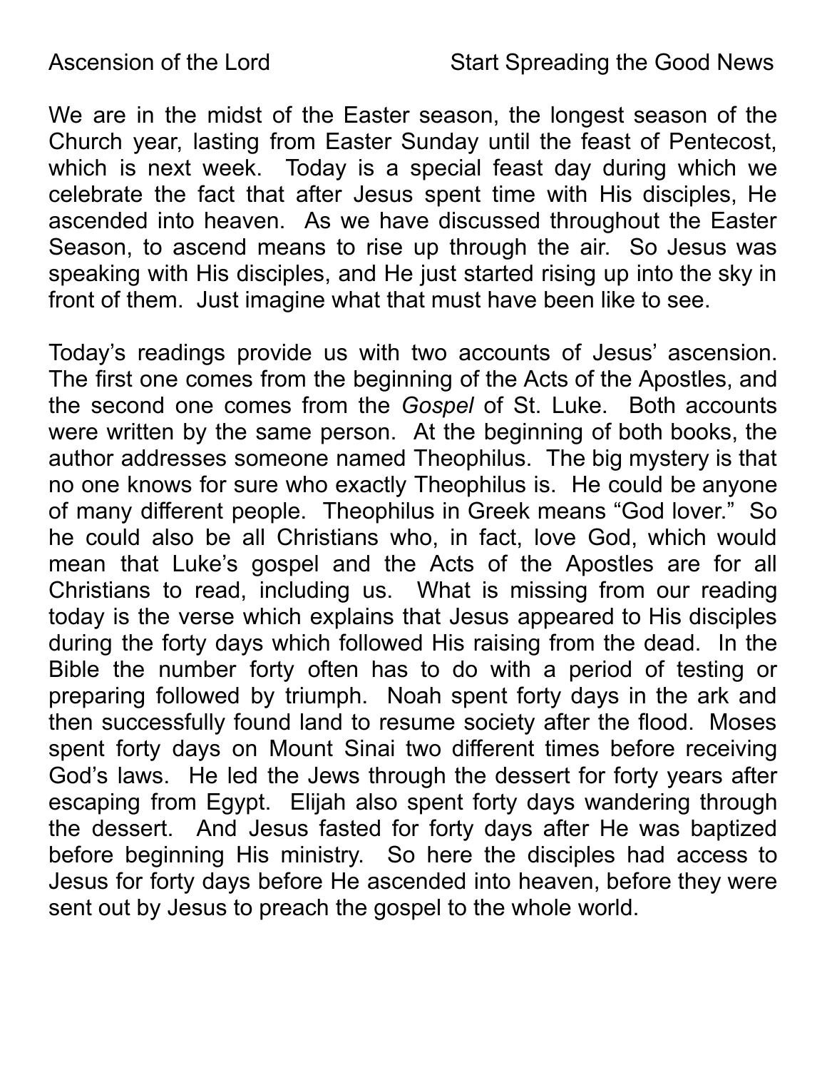Ascension of the Lord Start Spreading the Good News

We are in the midst of the Easter season, the longest season of the Church year, lasting from Easter Sunday until the feast of Pentecost, which is next week. Today is a special feast day during which we celebrate the fact that after Jesus spent time with His disciples, He ascended into heaven. As we have discussed throughout the Easter Season, to ascend means to rise up through the air. So Jesus was speaking with His disciples, and He just started rising up into the sky in front of them. Just imagine what that must have been like to see.

Today's readings provide us with two accounts of Jesus' ascension. The first one comes from the beginning of the Acts of the Apostles, and the second one comes from the *Gospel* of St. Luke. Both accounts were written by the same person. At the beginning of both books, the author addresses someone named Theophilus. The big mystery is that no one knows for sure who exactly Theophilus is. He could be anyone of many different people. Theophilus in Greek means "God lover." So he could also be all Christians who, in fact, love God, which would mean that Luke's gospel and the Acts of the Apostles are for all Christians to read, including us. What is missing from our reading today is the verse which explains that Jesus appeared to His disciples during the forty days which followed His raising from the dead. In the Bible the number forty often has to do with a period of testing or preparing followed by triumph. Noah spent forty days in the ark and then successfully found land to resume society after the flood. Moses spent forty days on Mount Sinai two different times before receiving God's laws. He led the Jews through the dessert for forty years after escaping from Egypt. Elijah also spent forty days wandering through the dessert. And Jesus fasted for forty days after He was baptized before beginning His ministry. So here the disciples had access to Jesus for forty days before He ascended into heaven, before they were sent out by Jesus to preach the gospel to the whole world.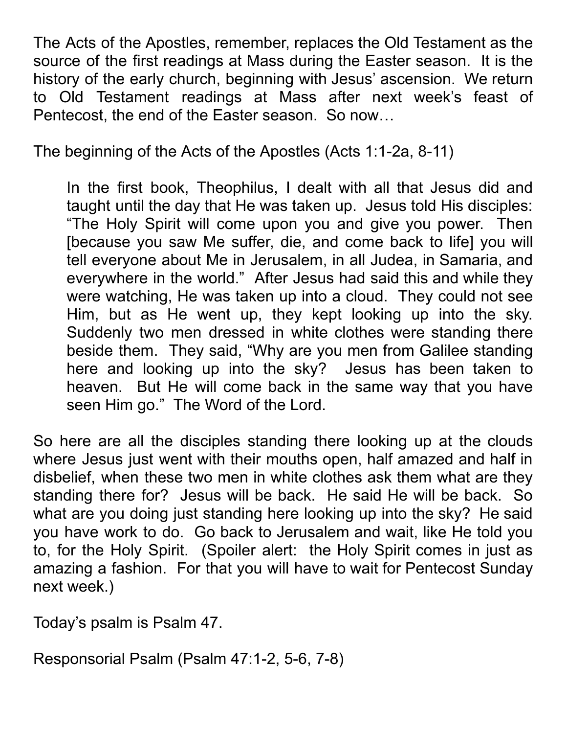The Acts of the Apostles, remember, replaces the Old Testament as the source of the first readings at Mass during the Easter season. It is the history of the early church, beginning with Jesus' ascension. We return to Old Testament readings at Mass after next week's feast of Pentecost, the end of the Easter season. So now…

The beginning of the Acts of the Apostles (Acts 1:1-2a, 8-11)

> In the first book, Theophilus, I dealt with all that Jesus did and taught until the day that He was taken up. Jesus told His disciples: "The Holy Spirit will come upon you and give you power. Then [because you saw Me suffer, die, and come back to life] you will tell everyone about Me in Jerusalem, in all Judea, in Samaria, and everywhere in the world." After Jesus had said this and while they were watching, He was taken up into a cloud. They could not see Him, but as He went up, they kept looking up into the sky. Suddenly two men dressed in white clothes were standing there beside them. They said, "Why are you men from Galilee standing here and looking up into the sky? Jesus has been taken to heaven. But He will come back in the same way that you have seen Him go." The Word of the Lord.

So here are all the disciples standing there looking up at the clouds where Jesus just went with their mouths open, half amazed and half in disbelief, when these two men in white clothes ask them what are they standing there for? Jesus will be back. He said He will be back. So what are you doing just standing here looking up into the sky? He said you have work to do. Go back to Jerusalem and wait, like He told you to, for the Holy Spirit. (Spoiler alert: the Holy Spirit comes in just as amazing a fashion. For that you will have to wait for Pentecost Sunday next week.)

Today's psalm is Psalm 47.

Responsorial Psalm (Psalm 47:1-2, 5-6, 7-8)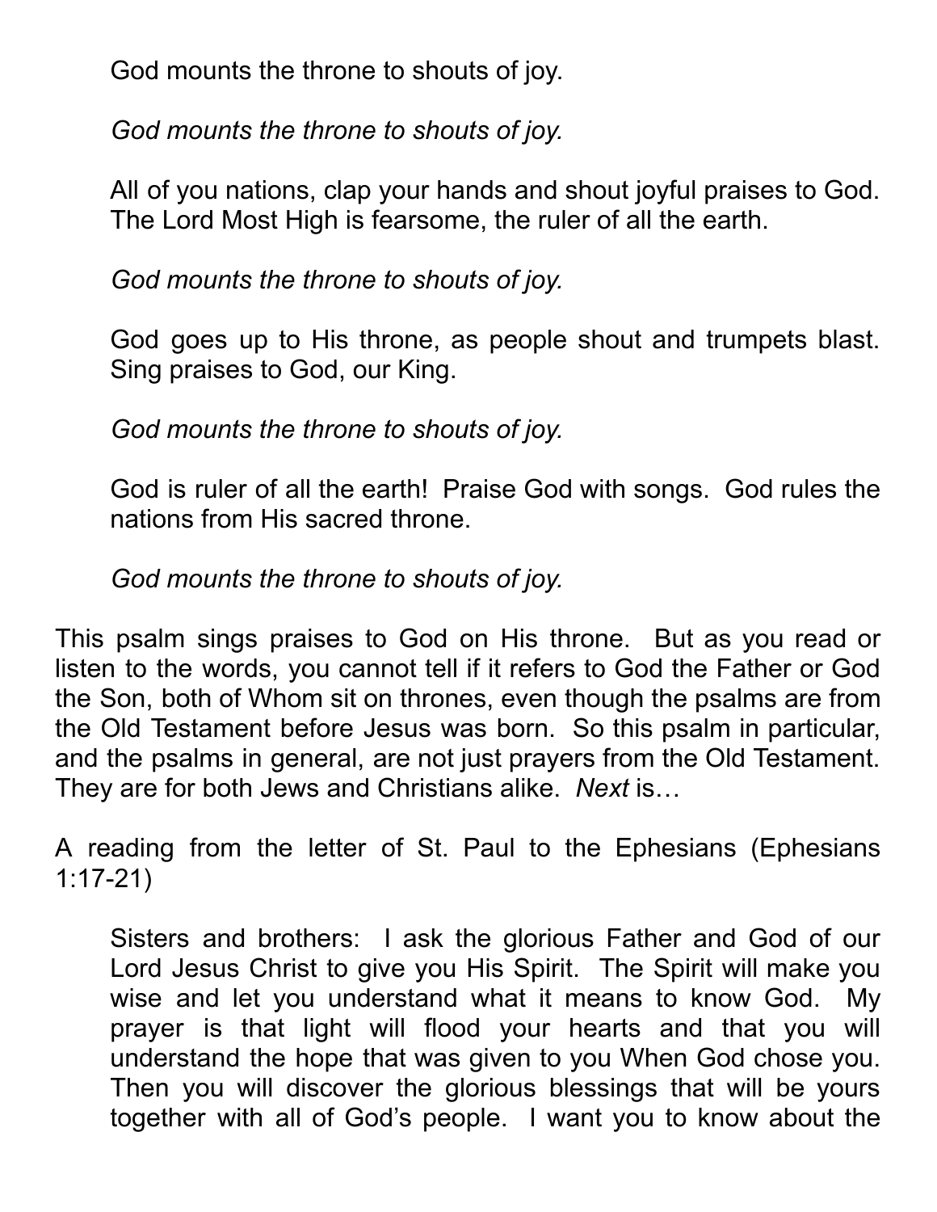God mounts the throne to shouts of joy.

*God mounts the throne to shouts of joy.*

All of you nations, clap your hands and shout joyful praises to God. The Lord Most High is fearsome, the ruler of all the earth.

*God mounts the throne to shouts of joy.*

God goes up to His throne, as people shout and trumpets blast. Sing praises to God, our King.

*God mounts the throne to shouts of joy.*

God is ruler of all the earth! Praise God with songs. God rules the nations from His sacred throne.

*God mounts the throne to shouts of joy.*

This psalm sings praises to God on His throne. But as you read or listen to the words, you cannot tell if it refers to God the Father or God the Son, both of Whom sit on thrones, even though the psalms are from the Old Testament before Jesus was born. So this psalm in particular, and the psalms in general, are not just prayers from the Old Testament. They are for both Jews and Christians alike. *Next* is…

A reading from the letter of St. Paul to the Ephesians (Ephesians 1:17-21)

Sisters and brothers: I ask the glorious Father and God of our Lord Jesus Christ to give you His Spirit. The Spirit will make you wise and let you understand what it means to know God. My prayer is that light will flood your hearts and that you will understand the hope that was given to you When God chose you. Then you will discover the glorious blessings that will be yours together with all of God's people. I want you to know about the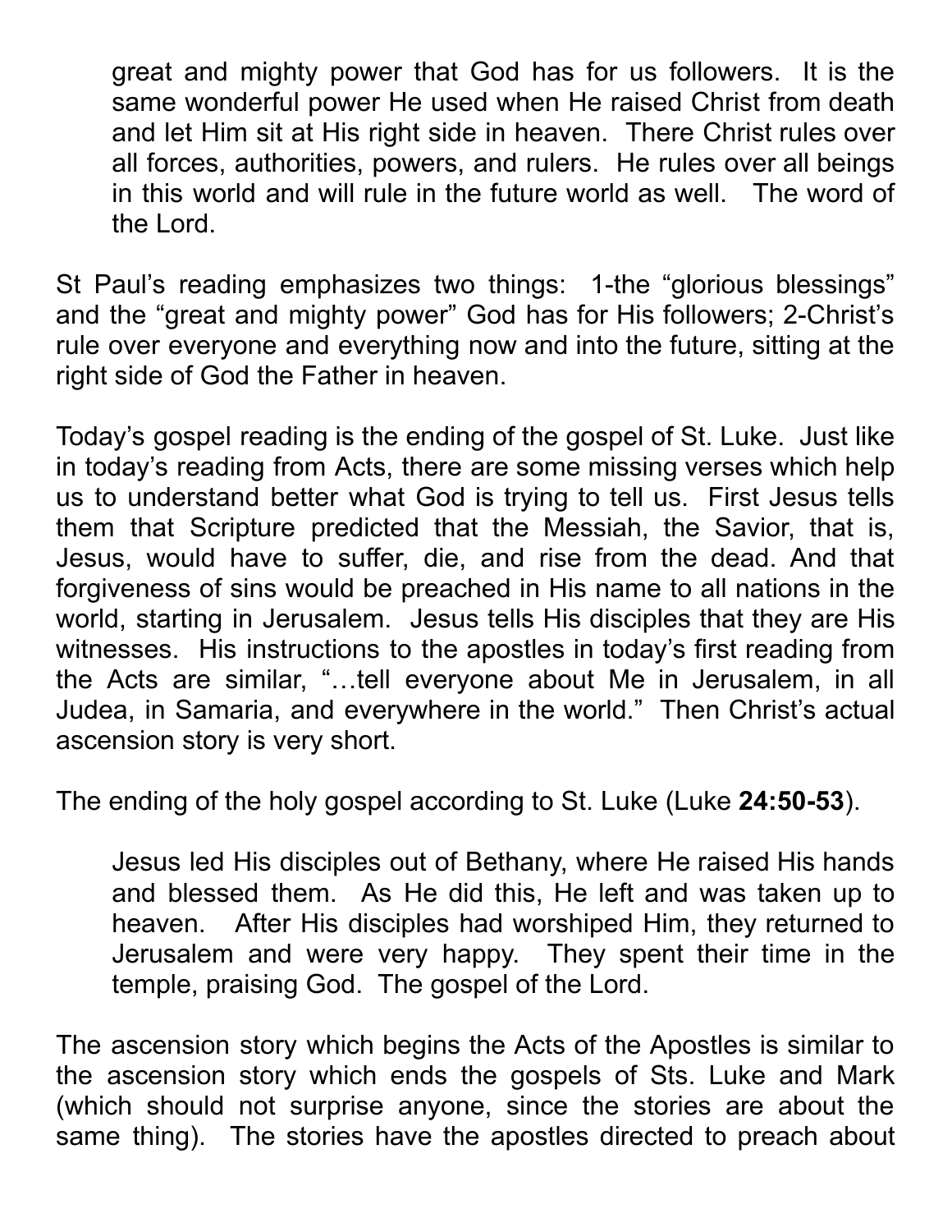> great and mighty power that God has for us followers. It is the same wonderful power He used when He raised Christ from death and let Him sit at His right side in heaven. There Christ rules over all forces, authorities, powers, and rulers. He rules over all beings in this world and will rule in the future world as well. The word of the Lord.

St Paul's reading emphasizes two things: 1-the "glorious blessings" and the "great and mighty power" God has for His followers; 2-Christ's rule over everyone and everything now and into the future, sitting at the right side of God the Father in heaven.

Today's gospel reading is the ending of the gospel of St. Luke. Just like in today's reading from Acts, there are some missing verses which help us to understand better what God is trying to tell us. First Jesus tells them that Scripture predicted that the Messiah, the Savior, that is, Jesus, would have to suffer, die, and rise from the dead. And that forgiveness of sins would be preached in His name to all nations in the world, starting in Jerusalem. Jesus tells His disciples that they are His witnesses. His instructions to the apostles in today's first reading from the Acts are similar, "…tell everyone about Me in Jerusalem, in all Judea, in Samaria, and everywhere in the world." Then Christ's actual ascension story is very short.

The ending of the holy gospel according to St. Luke (Luke **24:50-53**).

> Jesus led His disciples out of Bethany, where He raised His hands and blessed them. As He did this, He left and was taken up to heaven. After His disciples had worshiped Him, they returned to Jerusalem and were very happy. They spent their time in the temple, praising God. The gospel of the Lord.

The ascension story which begins the Acts of the Apostles is similar to the ascension story which ends the gospels of Sts. Luke and Mark (which should not surprise anyone, since the stories are about the same thing). The stories have the apostles directed to preach about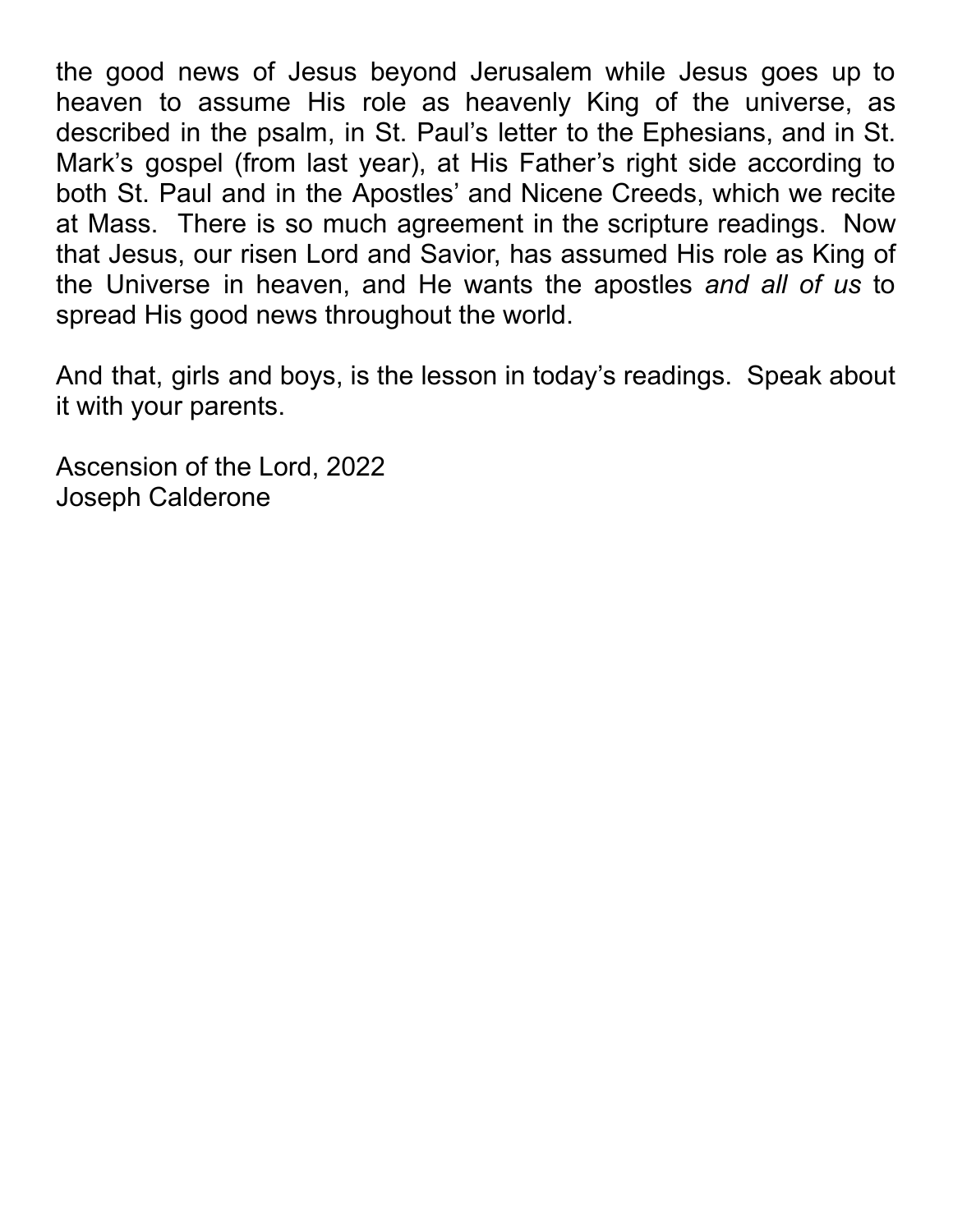the good news of Jesus beyond Jerusalem while Jesus goes up to heaven to assume His role as heavenly King of the universe, as described in the psalm, in St. Paul's letter to the Ephesians, and in St. Mark's gospel (from last year), at His Father's right side according to both St. Paul and in the Apostles' and Nicene Creeds, which we recite at Mass.  There is so much agreement in the scripture readings.  Now that Jesus, our risen Lord and Savior, has assumed His role as King of the Universe in heaven, and He wants the apostles *and all of us* to spread His good news throughout the world.

And that, girls and boys, is the lesson in today's readings.  Speak about it with your parents.

Ascension of the Lord, 2022
Joseph Calderone